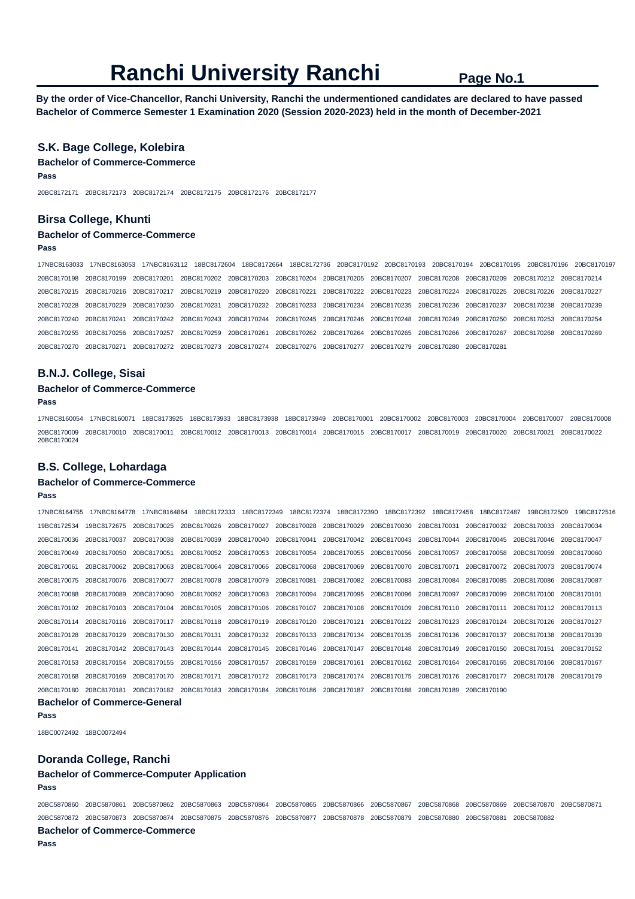# Ranchi University Ranchi

**By the order of Vice-Chancellor, Ranchi University, Ranchi the undermentioned candidates are declared to have passed Bachelor of Commerce Semester 1 Examination 2020 (Session 2020-2023) held in the month of December-2021**

## S.K. Bage College, Kolebira

### Bachelor of Commerce-Commerce

**Pass**

20BC8172171 20BC8172173 20BC8172174 20BC8172175 20BC8172176 20BC8172177

## Birsa College, Khunti

### Bachelor of Commerce-Commerce

**Pass**

17NBC8163033 17NBC8163053 17NBC8163112 18BC8172604 18BC8172664 18BC8172736 20BC8170192 20BC8170193 20BC8170194 20BC8170195 20BC8170196 20BC8170197 20BC8170198 20BC8170199 20BC8170201 20BC8170202 20BC8170203 20BC8170204 20BC8170205 20BC8170207 20BC8170208 20BC8170209 20BC8170212 20BC8170214 20BC8170215 20BC8170216 20BC8170217 20BC8170219 20BC8170220 20BC8170221 20BC8170222 20BC8170223 20BC8170224 20BC8170225 20BC8170226 20BC8170227 20BC8170228 20BC8170229 20BC8170230 20BC8170231 20BC8170232 20BC8170233 20BC8170234 20BC8170235 20BC8170236 20BC8170237 20BC8170238 20BC8170239 20BC8170240 20BC8170241 20BC8170242 20BC8170243 20BC8170244 20BC8170245 20BC8170246 20BC8170248 20BC8170249 20BC8170250 20BC8170253 20BC8170254 20BC8170255 20BC8170256 20BC8170257 20BC8170259 20BC8170261 20BC8170262 20BC8170264 20BC8170265 20BC8170266 20BC8170267 20BC8170268 20BC8170269 20BC8170270 20BC8170271 20BC8170272 20BC8170273 20BC8170274 20BC8170276 20BC8170277 20BC8170279 20BC8170280 20BC8170281

## B.N.J. College, Sisai

### Bachelor of Commerce-Commerce

**Pass**

17NBC8160054 17NBC8160071 18BC8173925 18BC8173933 18BC8173938 18BC8173949 20BC8170001 20BC8170002 20BC8170003 20BC8170004 20BC8170007 20BC8170008 20BC8170009 20BC8170010 20BC8170011 20BC8170012 20BC8170013 20BC8170014 20BC8170015 20BC8170017 20BC8170019 20BC8170020 20BC8170021 20BC8170022 20BC8170024

## B.S. College, Lohardaga

### Bachelor of Commerce-Commerce

**Pass**

17NBC8164755 17NBC8164778 17NBC8164864 18BC8172333 18BC8172349 18BC8172374 18BC8172390 18BC8172392 18BC8172458 18BC8172487 19BC8172509 19BC8172516 19BC8172534 19BC8172675 20BC8170025 20BC8170026 20BC8170027 20BC8170028 20BC8170029 20BC8170030 20BC8170031 20BC8170032 20BC8170033 20BC8170034 20BC8170036 20BC8170037 20BC8170038 20BC8170039 20BC8170040 20BC8170041 20BC8170042 20BC8170043 20BC8170044 20BC8170045 20BC8170046 20BC8170047 20BC8170049 20BC8170050 20BC8170051 20BC8170052 20BC8170053 20BC8170054 20BC8170055 20BC8170056 20BC8170057 20BC8170058 20BC8170059 20BC8170060 20BC8170061 20BC8170062 20BC8170063 20BC8170064 20BC8170066 20BC8170068 20BC8170069 20BC8170070 20BC8170071 20BC8170072 20BC8170073 20BC8170074 20BC8170075 20BC8170076 20BC8170077 20BC8170078 20BC8170079 20BC8170081 20BC8170082 20BC8170083 20BC8170084 20BC8170085 20BC8170086 20BC8170087 20BC8170088 20BC8170089 20BC8170090 20BC8170092 20BC8170093 20BC8170094 20BC8170095 20BC8170096 20BC8170097 20BC8170099 20BC8170100 20BC8170101 20BC8170102 20BC8170103 20BC8170104 20BC8170105 20BC8170106 20BC8170107 20BC8170108 20BC8170109 20BC8170110 20BC8170111 20BC8170112 20BC8170113 20BC8170114 20BC8170116 20BC8170117 20BC8170118 20BC8170119 20BC8170120 20BC8170121 20BC8170122 20BC8170123 20BC8170124 20BC8170126 20BC8170127 20BC8170128 20BC8170129 20BC8170130 20BC8170131 20BC8170132 20BC8170133 20BC8170134 20BC8170135 20BC8170136 20BC8170137 20BC8170138 20BC8170139 20BC8170141 20BC8170142 20BC8170143 20BC8170144 20BC8170145 20BC8170146 20BC8170147 20BC8170148 20BC8170149 20BC8170150 20BC8170151 20BC8170152 20BC8170153 20BC8170154 20BC8170155 20BC8170156 20BC8170157 20BC8170159 20BC8170161 20BC8170162 20BC8170164 20BC8170165 20BC8170166 20BC8170167 20BC8170168 20BC8170169 20BC8170170 20BC8170171 20BC8170172 20BC8170173 20BC8170174 20BC8170175 20BC8170176 20BC8170177 20BC8170178 20BC8170179 20BC8170180 20BC8170181 20BC8170182 20BC8170183 20BC8170184 20BC8170186 20BC8170187 20BC8170188 20BC8170189 20BC8170190

### Bachelor of Commerce-General

**Pass**

18BC0072492 18BC0072494

## Doranda College, Ranchi

### Bachelor of Commerce-Computer Application

**Pass**

20BC5870860 20BC5870861 20BC5870862 20BC5870863 20BC5870864 20BC5870865 20BC5870866 20BC5870867 20BC5870868 20BC5870869 20BC5870870 20BC5870871 20BC5870872 20BC5870873 20BC5870874 20BC5870875 20BC5870876 20BC5870877 20BC5870878 20BC5870879 20BC5870880 20BC5870881 20BC5870882

### Bachelor of Commerce-Commerce

**Pass**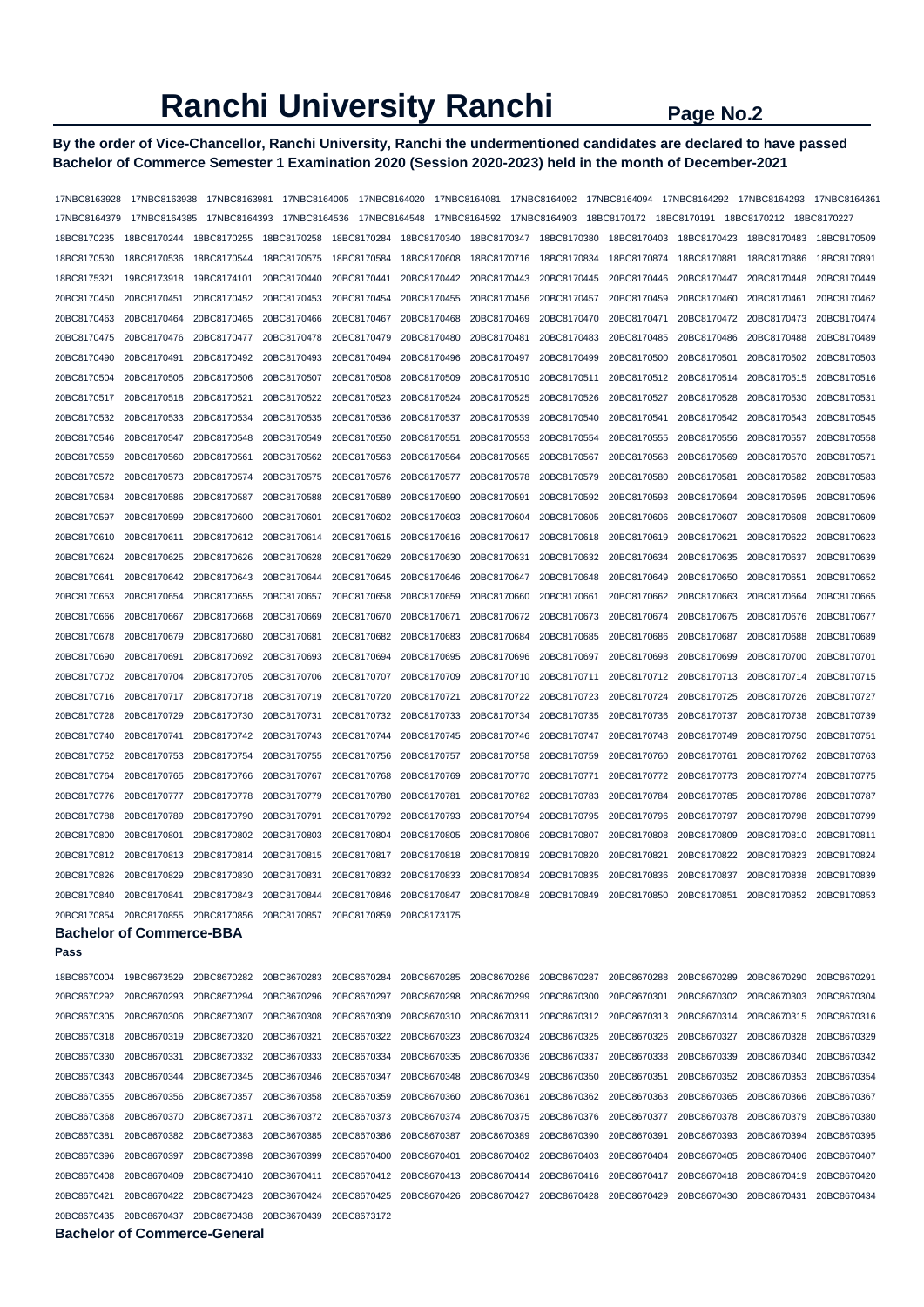# Ranchi University Ranchi

**By the order of Vice-Chancellor, Ranchi University, Ranchi the undermentioned candidates are declared to have passed Bachelor of Commerce Semester 1 Examination 2020 (Session 2020-2023) held in the month of December-2021**

17NBC8163928 17NBC8163938 17NBC8163981 17NBC8164005 17NBC8164020 17NBC8164081 17NBC8164092 17NBC8164094 17NBC8164292 17NBC8164293 17NBC8164361 17NBC8164379 17NBC8164385 17NBC8164393 17NBC8164536 17NBC8164548 17NBC8164592 17NBC8164903 18BC8170172 18BC8170191 18BC8170212 18BC8170227 18BC8170235 18BC8170244 18BC8170255 18BC8170258 18BC8170284 18BC8170340 18BC8170347 18BC8170380 18BC8170403 18BC8170423 18BC8170483 18BC8170509 18BC8170530 18BC8170536 18BC8170544 18BC8170575 18BC8170584 18BC8170608 18BC8170716 18BC8170834 18BC8170874 18BC8170881 18BC8170886 18BC8170891 18BC8175321 19BC8173918 19BC8174101 20BC8170440 20BC8170441 20BC8170442 20BC8170443 20BC8170445 20BC8170446 20BC8170447 20BC8170448 20BC8170449 20BC8170450 20BC8170451 20BC8170452 20BC8170453 20BC8170454 20BC8170455 20BC8170456 20BC8170457 20BC8170459 20BC8170460 20BC8170461 20BC8170462 20BC8170463 20BC8170464 20BC8170465 20BC8170466 20BC8170467 20BC8170468 20BC8170469 20BC8170470 20BC8170471 20BC8170472 20BC8170473 20BC8170474 20BC8170475 20BC8170476 20BC8170477 20BC8170478 20BC8170479 20BC8170480 20BC8170481 20BC8170483 20BC8170485 20BC8170486 20BC8170488 20BC8170489 20BC8170490 20BC8170491 20BC8170492 20BC8170493 20BC8170494 20BC8170496 20BC8170497 20BC8170499 20BC8170500 20BC8170501 20BC8170502 20BC8170503 20BC8170504 20BC8170505 20BC8170506 20BC8170507 20BC8170508 20BC8170509 20BC8170510 20BC8170511 20BC8170512 20BC8170514 20BC8170515 20BC8170516 20BC8170517 20BC8170518 20BC8170521 20BC8170522 20BC8170523 20BC8170524 20BC8170525 20BC8170526 20BC8170527 20BC8170528 20BC8170530 20BC8170531 20BC8170532 20BC8170533 20BC8170534 20BC8170535 20BC8170536 20BC8170537 20BC8170539 20BC8170540 20BC8170541 20BC8170542 20BC8170543 20BC8170545 20BC8170546 20BC8170547 20BC8170548 20BC8170549 20BC8170550 20BC8170551 20BC8170553 20BC8170554 20BC8170555 20BC8170556 20BC8170557 20BC8170558 20BC8170559 20BC8170560 20BC8170561 20BC8170562 20BC8170563 20BC8170564 20BC8170565 20BC8170567 20BC8170568 20BC8170569 20BC8170570 20BC8170571 20BC8170572 20BC8170573 20BC8170574 20BC8170575 20BC8170576 20BC8170577 20BC8170578 20BC8170579 20BC8170580 20BC8170581 20BC8170582 20BC8170583 20BC8170584 20BC8170586 20BC8170587 20BC8170588 20BC8170589 20BC8170590 20BC8170591 20BC8170592 20BC8170593 20BC8170594 20BC8170595 20BC8170596 20BC8170597 20BC8170599 20BC8170600 20BC8170601 20BC8170602 20BC8170603 20BC8170604 20BC8170605 20BC8170606 20BC8170607 20BC8170608 20BC8170609 20BC8170610 20BC8170611 20BC8170612 20BC8170614 20BC8170615 20BC8170616 20BC8170617 20BC8170618 20BC8170619 20BC8170621 20BC8170622 20BC8170623 20BC8170624 20BC8170625 20BC8170626 20BC8170628 20BC8170629 20BC8170630 20BC8170631 20BC8170632 20BC8170634 20BC8170635 20BC8170637 20BC8170639 20BC8170641 20BC8170642 20BC8170643 20BC8170644 20BC8170645 20BC8170646 20BC8170647 20BC8170648 20BC8170649 20BC8170650 20BC8170651 20BC8170652 20BC8170653 20BC8170654 20BC8170655 20BC8170657 20BC8170658 20BC8170659 20BC8170660 20BC8170661 20BC8170662 20BC8170663 20BC8170664 20BC8170665 20BC8170666 20BC8170667 20BC8170668 20BC8170669 20BC8170670 20BC8170671 20BC8170672 20BC8170673 20BC8170674 20BC8170675 20BC8170676 20BC8170677 20BC8170678 20BC8170679 20BC8170680 20BC8170681 20BC8170682 20BC8170683 20BC8170684 20BC8170685 20BC8170686 20BC8170687 20BC8170688 20BC8170689 20BC8170690 20BC8170691 20BC8170692 20BC8170693 20BC8170694 20BC8170695 20BC8170696 20BC8170697 20BC8170698 20BC8170699 20BC8170700 20BC8170701 20BC8170702 20BC8170704 20BC8170705 20BC8170706 20BC8170707 20BC8170709 20BC8170710 20BC8170711 20BC8170712 20BC8170713 20BC8170714 20BC8170715 20BC8170716 20BC8170717 20BC8170718 20BC8170719 20BC8170720 20BC8170721 20BC8170722 20BC8170723 20BC8170724 20BC8170725 20BC8170726 20BC8170727 20BC8170728 20BC8170729 20BC8170730 20BC8170731 20BC8170732 20BC8170733 20BC8170734 20BC8170735 20BC8170736 20BC8170737 20BC8170738 20BC8170739 20BC8170740 20BC8170741 20BC8170742 20BC8170743 20BC8170744 20BC8170745 20BC8170746 20BC8170747 20BC8170748 20BC8170749 20BC8170750 20BC8170751 20BC8170752 20BC8170753 20BC8170754 20BC8170755 20BC8170756 20BC8170757 20BC8170758 20BC8170759 20BC8170760 20BC8170761 20BC8170762 20BC8170763 20BC8170764 20BC8170765 20BC8170766 20BC8170767 20BC8170768 20BC8170769 20BC8170770 20BC8170771 20BC8170772 20BC8170773 20BC8170774 20BC8170775 20BC8170776 20BC8170777 20BC8170778 20BC8170779 20BC8170780 20BC8170781 20BC8170782 20BC8170783 20BC8170784 20BC8170785 20BC8170786 20BC8170787 20BC8170788 20BC8170789 20BC8170790 20BC8170791 20BC8170792 20BC8170793 20BC8170794 20BC8170795 20BC8170796 20BC8170797 20BC8170798 20BC8170799 20BC8170800 20BC8170801 20BC8170802 20BC8170803 20BC8170804 20BC8170805 20BC8170806 20BC8170807 20BC8170808 20BC8170809 20BC8170810 20BC8170811 20BC8170812 20BC8170813 20BC8170814 20BC8170815 20BC8170817 20BC8170818 20BC8170819 20BC8170820 20BC8170821 20BC8170822 20BC8170823 20BC8170824 20BC8170826 20BC8170829 20BC8170830 20BC8170831 20BC8170832 20BC8170833 20BC8170834 20BC8170835 20BC8170836 20BC8170837 20BC8170838 20BC8170839 20BC8170840 20BC8170841 20BC8170843 20BC8170844 20BC8170846 20BC8170847 20BC8170848 20BC8170849 20BC8170850 20BC8170851 20BC8170852 20BC8170853 20BC8170854 20BC8170855 20BC8170856 20BC8170857 20BC8170859 20BC8173175

## Bachelor of Commerce-BBA

**Pass**

18BC8670004 19BC8673529 20BC8670282 20BC8670283 20BC8670284 20BC8670285 20BC8670286 20BC8670287 20BC8670288 20BC8670289 20BC8670290 20BC8670291 20BC8670292 20BC8670293 20BC8670294 20BC8670296 20BC8670297 20BC8670298 20BC8670299 20BC8670300 20BC8670301 20BC8670302 20BC8670303 20BC8670304 20BC8670305 20BC8670306 20BC8670307 20BC8670308 20BC8670309 20BC8670310 20BC8670311 20BC8670312 20BC8670313 20BC8670314 20BC8670315 20BC8670316 20BC8670318 20BC8670319 20BC8670320 20BC8670321 20BC8670322 20BC8670323 20BC8670324 20BC8670325 20BC8670326 20BC8670327 20BC8670328 20BC8670329 20BC8670330 20BC8670331 20BC8670332 20BC8670333 20BC8670334 20BC8670335 20BC8670336 20BC8670337 20BC8670338 20BC8670339 20BC8670340 20BC8670342 20BC8670343 20BC8670344 20BC8670345 20BC8670346 20BC8670347 20BC8670348 20BC8670349 20BC8670350 20BC8670351 20BC8670352 20BC8670353 20BC8670354 20BC8670355 20BC8670356 20BC8670357 20BC8670358 20BC8670359 20BC8670360 20BC8670361 20BC8670362 20BC8670363 20BC8670365 20BC8670366 20BC8670367 20BC8670368 20BC8670370 20BC8670371 20BC8670372 20BC8670373 20BC8670374 20BC8670375 20BC8670376 20BC8670377 20BC8670378 20BC8670379 20BC8670380 20BC8670381 20BC8670382 20BC8670383 20BC8670385 20BC8670386 20BC8670387 20BC8670389 20BC8670390 20BC8670391 20BC8670393 20BC8670394 20BC8670395 20BC8670396 20BC8670397 20BC8670398 20BC8670399 20BC8670400 20BC8670401 20BC8670402 20BC8670403 20BC8670404 20BC8670405 20BC8670406 20BC8670407 20BC8670408 20BC8670409 20BC8670410 20BC8670411 20BC8670412 20BC8670413 20BC8670414 20BC8670416 20BC8670417 20BC8670418 20BC8670419 20BC8670420 20BC8670421 20BC8670422 20BC8670423 20BC8670424 20BC8670425 20BC8670426 20BC8670427 20BC8670428 20BC8670429 20BC8670430 20BC8670431 20BC8670434 20BC8670435 20BC8670437 20BC8670438 20BC8670439 20BC8673172

## Bachelor of Commerce-General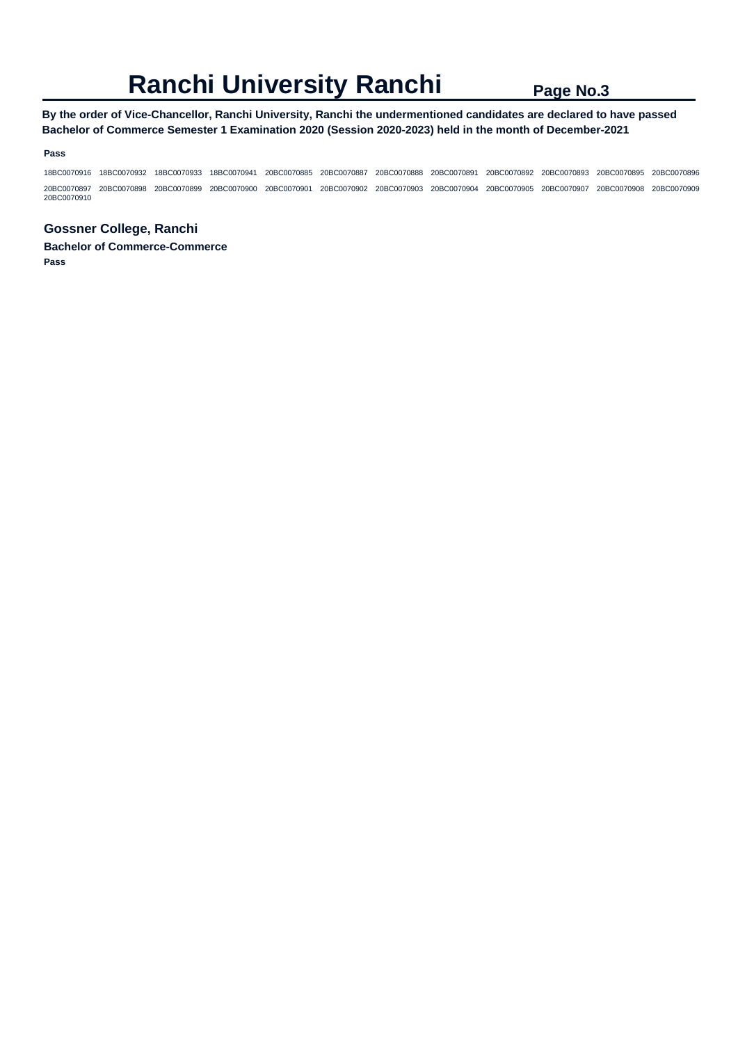# Ranchi University Ranchi

**By the order of Vice-Chancellor, Ranchi University, Ranchi the undermentioned candidates are declared to have passed Bachelor of Commerce Semester 1 Examination 2020 (Session 2020-2023) held in the month of December-2021**

**Pass**

18BC0070916 18BC0070932 18BC0070933 18BC0070941 20BC0070885 20BC0070887 20BC0070888 20BC0070891 20BC0070892 20BC0070893 20BC0070895 20BC0070896 20BC0070897 20BC0070898 20BC0070899 20BC0070900 20BC0070901 20BC0070902 20BC0070903 20BC0070904 20BC0070905 20BC0070907 20BC0070908 20BC0070909 20BC0070910

## Gossner College, Ranchi

### Bachelor of Commerce-Commerce

**Pass**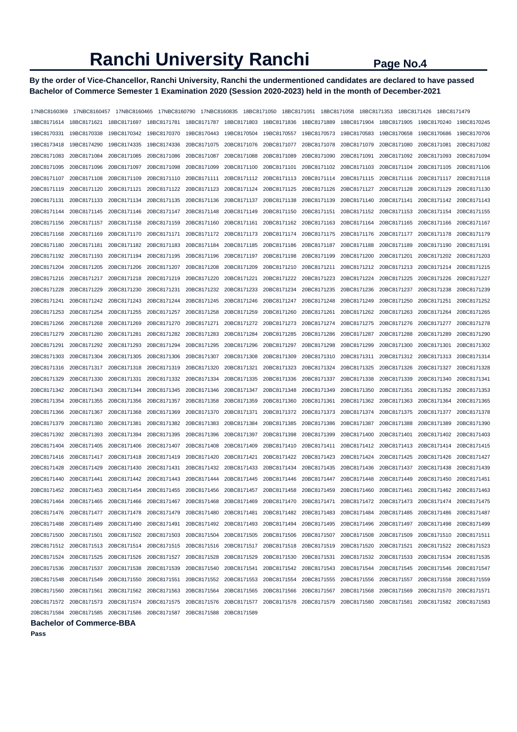# Ranchi University Ranchi

**By the order of Vice-Chancellor, Ranchi University, Ranchi the undermentioned candidates are declared to have passed Bachelor of Commerce Semester 1 Examination 2020 (Session 2020-2023) held in the month of December-2021**

17NBC8160369 17NBC8160457 17NBC8160465 17NBC8160790 17NBC8160835 18BC8171050 18BC8171051 18BC8171058 18BC8171353 18BC8171426 18BC8171479
18BC8171614 18BC8171621 18BC8171697 18BC8171781 18BC8171787 18BC8171803 18BC8171836 18BC8171889 18BC8171904 18BC8171905 19BC8170240 19BC8170245
19BC8170331 19BC8170338 19BC8170342 19BC8170370 19BC8170443 19BC8170504 19BC8170557 19BC8170573 19BC8170583 19BC8170658 19BC8170686 19BC8170706
19BC8173418 19BC8174290 19BC8174335 19BC8174336 20BC8171075 20BC8171076 20BC8171077 20BC8171078 20BC8171079 20BC8171080 20BC8171081 20BC8171082
20BC8171083 20BC8171084 20BC8171085 20BC8171086 20BC8171087 20BC8171088 20BC8171089 20BC8171090 20BC8171091 20BC8171092 20BC8171093 20BC8171094
20BC8171095 20BC8171096 20BC8171097 20BC8171098 20BC8171099 20BC8171100 20BC8171101 20BC8171102 20BC8171103 20BC8171104 20BC8171105 20BC8171106
20BC8171107 20BC8171108 20BC8171109 20BC8171110 20BC8171111 20BC8171112 20BC8171113 20BC8171114 20BC8171115 20BC8171116 20BC8171117 20BC8171118
20BC8171119 20BC8171120 20BC8171121 20BC8171122 20BC8171123 20BC8171124 20BC8171125 20BC8171126 20BC8171127 20BC8171128 20BC8171129 20BC8171130
20BC8171131 20BC8171133 20BC8171134 20BC8171135 20BC8171136 20BC8171137 20BC8171138 20BC8171139 20BC8171140 20BC8171141 20BC8171142 20BC8171143
20BC8171144 20BC8171145 20BC8171146 20BC8171147 20BC8171148 20BC8171149 20BC8171150 20BC8171151 20BC8171152 20BC8171153 20BC8171154 20BC8171155
20BC8171156 20BC8171157 20BC8171158 20BC8171159 20BC8171160 20BC8171161 20BC8171162 20BC8171163 20BC8171164 20BC8171165 20BC8171166 20BC8171167
20BC8171168 20BC8171169 20BC8171170 20BC8171171 20BC8171172 20BC8171173 20BC8171174 20BC8171175 20BC8171176 20BC8171177 20BC8171178 20BC8171179
20BC8171180 20BC8171181 20BC8171182 20BC8171183 20BC8171184 20BC8171185 20BC8171186 20BC8171187 20BC8171188 20BC8171189 20BC8171190 20BC8171191
20BC8171192 20BC8171193 20BC8171194 20BC8171195 20BC8171196 20BC8171197 20BC8171198 20BC8171199 20BC8171200 20BC8171201 20BC8171202 20BC8171203
20BC8171204 20BC8171205 20BC8171206 20BC8171207 20BC8171208 20BC8171209 20BC8171210 20BC8171211 20BC8171212 20BC8171213 20BC8171214 20BC8171215
20BC8171216 20BC8171217 20BC8171218 20BC8171219 20BC8171220 20BC8171221 20BC8171222 20BC8171223 20BC8171224 20BC8171225 20BC8171226 20BC8171227
20BC8171228 20BC8171229 20BC8171230 20BC8171231 20BC8171232 20BC8171233 20BC8171234 20BC8171235 20BC8171236 20BC8171237 20BC8171238 20BC8171239
20BC8171241 20BC8171242 20BC8171243 20BC8171244 20BC8171245 20BC8171246 20BC8171247 20BC8171248 20BC8171249 20BC8171250 20BC8171251 20BC8171252
20BC8171253 20BC8171254 20BC8171255 20BC8171257 20BC8171258 20BC8171259 20BC8171260 20BC8171261 20BC8171262 20BC8171263 20BC8171264 20BC8171265
20BC8171266 20BC8171268 20BC8171269 20BC8171270 20BC8171271 20BC8171272 20BC8171273 20BC8171274 20BC8171275 20BC8171276 20BC8171277 20BC8171278
20BC8171279 20BC8171280 20BC8171281 20BC8171282 20BC8171283 20BC8171284 20BC8171285 20BC8171286 20BC8171287 20BC8171288 20BC8171289 20BC8171290
20BC8171291 20BC8171292 20BC8171293 20BC8171294 20BC8171295 20BC8171296 20BC8171297 20BC8171298 20BC8171299 20BC8171300 20BC8171301 20BC8171302
20BC8171303 20BC8171304 20BC8171305 20BC8171306 20BC8171307 20BC8171308 20BC8171309 20BC8171310 20BC8171311 20BC8171312 20BC8171313 20BC8171314
20BC8171316 20BC8171317 20BC8171318 20BC8171319 20BC8171320 20BC8171321 20BC8171323 20BC8171324 20BC8171325 20BC8171326 20BC8171327 20BC8171328
20BC8171329 20BC8171330 20BC8171331 20BC8171332 20BC8171334 20BC8171335 20BC8171336 20BC8171337 20BC8171338 20BC8171339 20BC8171340 20BC8171341
20BC8171342 20BC8171343 20BC8171344 20BC8171345 20BC8171346 20BC8171347 20BC8171348 20BC8171349 20BC8171350 20BC8171351 20BC8171352 20BC8171353
20BC8171354 20BC8171355 20BC8171356 20BC8171357 20BC8171358 20BC8171359 20BC8171360 20BC8171361 20BC8171362 20BC8171363 20BC8171364 20BC8171365
20BC8171366 20BC8171367 20BC8171368 20BC8171369 20BC8171370 20BC8171371 20BC8171372 20BC8171373 20BC8171374 20BC8171375 20BC8171377 20BC8171378
20BC8171379 20BC8171380 20BC8171381 20BC8171382 20BC8171383 20BC8171384 20BC8171385 20BC8171386 20BC8171387 20BC8171388 20BC8171389 20BC8171390
20BC8171392 20BC8171393 20BC8171394 20BC8171395 20BC8171396 20BC8171397 20BC8171398 20BC8171399 20BC8171400 20BC8171401 20BC8171402 20BC8171403
20BC8171404 20BC8171405 20BC8171406 20BC8171407 20BC8171408 20BC8171409 20BC8171410 20BC8171411 20BC8171412 20BC8171413 20BC8171414 20BC8171415
20BC8171416 20BC8171417 20BC8171418 20BC8171419 20BC8171420 20BC8171421 20BC8171422 20BC8171423 20BC8171424 20BC8171425 20BC8171426 20BC8171427
20BC8171428 20BC8171429 20BC8171430 20BC8171431 20BC8171432 20BC8171433 20BC8171434 20BC8171435 20BC8171436 20BC8171437 20BC8171438 20BC8171439
20BC8171440 20BC8171441 20BC8171442 20BC8171443 20BC8171444 20BC8171445 20BC8171446 20BC8171447 20BC8171448 20BC8171449 20BC8171450 20BC8171451
20BC8171452 20BC8171453 20BC8171454 20BC8171455 20BC8171456 20BC8171457 20BC8171458 20BC8171459 20BC8171460 20BC8171461 20BC8171462 20BC8171463
20BC8171464 20BC8171465 20BC8171466 20BC8171467 20BC8171468 20BC8171469 20BC8171470 20BC8171471 20BC8171472 20BC8171473 20BC8171474 20BC8171475
20BC8171476 20BC8171477 20BC8171478 20BC8171479 20BC8171480 20BC8171481 20BC8171482 20BC8171483 20BC8171484 20BC8171485 20BC8171486 20BC8171487
20BC8171488 20BC8171489 20BC8171490 20BC8171491 20BC8171492 20BC8171493 20BC8171494 20BC8171495 20BC8171496 20BC8171497 20BC8171498 20BC8171499
20BC8171500 20BC8171501 20BC8171502 20BC8171503 20BC8171504 20BC8171505 20BC8171506 20BC8171507 20BC8171508 20BC8171509 20BC8171510 20BC8171511
20BC8171512 20BC8171513 20BC8171514 20BC8171515 20BC8171516 20BC8171517 20BC8171518 20BC8171519 20BC8171520 20BC8171521 20BC8171522 20BC8171523
20BC8171524 20BC8171525 20BC8171526 20BC8171527 20BC8171528 20BC8171529 20BC8171530 20BC8171531 20BC8171532 20BC8171533 20BC8171534 20BC8171535
20BC8171536 20BC8171537 20BC8171538 20BC8171539 20BC8171540 20BC8171541 20BC8171542 20BC8171543 20BC8171544 20BC8171545 20BC8171546 20BC8171547
20BC8171548 20BC8171549 20BC8171550 20BC8171551 20BC8171552 20BC8171553 20BC8171554 20BC8171555 20BC8171556 20BC8171557 20BC8171558 20BC8171559
20BC8171560 20BC8171561 20BC8171562 20BC8171563 20BC8171564 20BC8171565 20BC8171566 20BC8171567 20BC8171568 20BC8171569 20BC8171570 20BC8171571
20BC8171572 20BC8171573 20BC8171574 20BC8171575 20BC8171576 20BC8171577 20BC8171578 20BC8171579 20BC8171580 20BC8171581 20BC8171582 20BC8171583
20BC8171584 20BC8171585 20BC8171586 20BC8171587 20BC8171588 20BC8171589

**Bachelor of Commerce-BBA**

**Pass**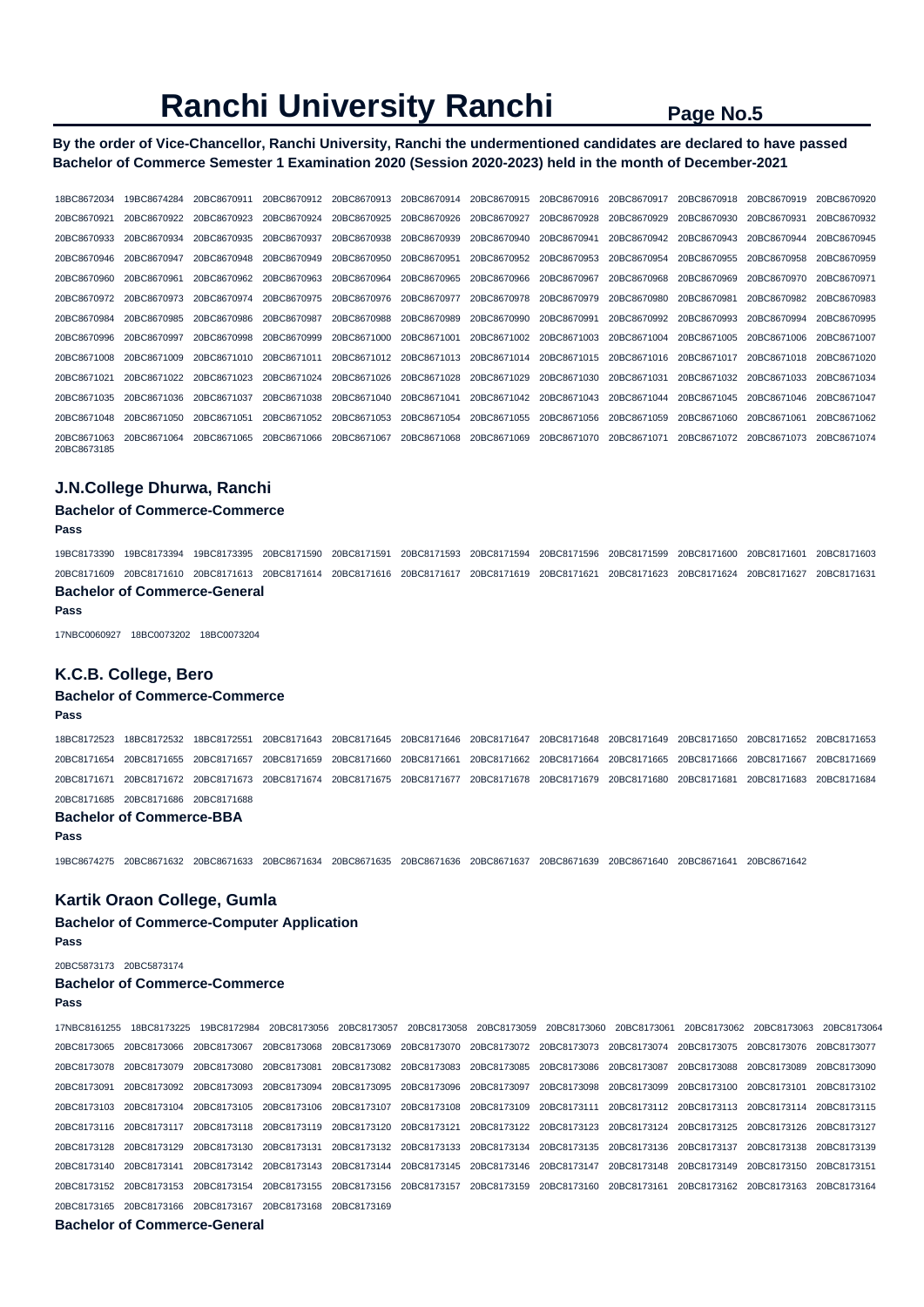# Ranchi University Ranchi

**By the order of Vice-Chancellor, Ranchi University, Ranchi the undermentioned candidates are declared to have passed Bachelor of Commerce Semester 1 Examination 2020 (Session 2020-2023) held in the month of December-2021**

18BC8672034 19BC8674284 20BC8670911 20BC8670912 20BC8670913 20BC8670914 20BC8670915 20BC8670916 20BC8670917 20BC8670918 20BC8670919 20BC8670920 20BC8670921 20BC8670922 20BC8670923 20BC8670924 20BC8670925 20BC8670926 20BC8670927 20BC8670928 20BC8670929 20BC8670930 20BC8670931 20BC8670932 20BC8670933 20BC8670934 20BC8670935 20BC8670937 20BC8670938 20BC8670939 20BC8670940 20BC8670941 20BC8670942 20BC8670943 20BC8670944 20BC8670945 20BC8670946 20BC8670947 20BC8670948 20BC8670949 20BC8670950 20BC8670951 20BC8670952 20BC8670953 20BC8670954 20BC8670955 20BC8670958 20BC8670959 20BC8670960 20BC8670961 20BC8670962 20BC8670963 20BC8670964 20BC8670965 20BC8670966 20BC8670967 20BC8670968 20BC8670969 20BC8670970 20BC8670971 20BC8670972 20BC8670973 20BC8670974 20BC8670975 20BC8670976 20BC8670977 20BC8670978 20BC8670979 20BC8670980 20BC8670981 20BC8670982 20BC8670983 20BC8670984 20BC8670985 20BC8670986 20BC8670987 20BC8670988 20BC8670989 20BC8670990 20BC8670991 20BC8670992 20BC8670993 20BC8670994 20BC8670995 20BC8670996 20BC8670997 20BC8670998 20BC8670999 20BC8671000 20BC8671001 20BC8671002 20BC8671003 20BC8671004 20BC8671005 20BC8671006 20BC8671007 20BC8671008 20BC8671009 20BC8671010 20BC8671011 20BC8671012 20BC8671013 20BC8671014 20BC8671015 20BC8671016 20BC8671017 20BC8671018 20BC8671020 20BC8671021 20BC8671022 20BC8671023 20BC8671024 20BC8671026 20BC8671028 20BC8671029 20BC8671030 20BC8671031 20BC8671032 20BC8671033 20BC8671034 20BC8671035 20BC8671036 20BC8671037 20BC8671038 20BC8671040 20BC8671041 20BC8671042 20BC8671043 20BC8671044 20BC8671045 20BC8671046 20BC8671047 20BC8671048 20BC8671050 20BC8671051 20BC8671052 20BC8671053 20BC8671054 20BC8671055 20BC8671056 20BC8671059 20BC8671060 20BC8671061 20BC8671062 20BC8671063 20BC8671064 20BC8671065 20BC8671066 20BC8671067 20BC8671068 20BC8671069 20BC8671070 20BC8671071 20BC8671072 20BC8671073 20BC8671074 20BC8673185

## J.N.College Dhurwa, Ranchi

### Bachelor of Commerce-Commerce

**Pass**

19BC8173390 19BC8173394 19BC8173395 20BC8171590 20BC8171591 20BC8171593 20BC8171594 20BC8171596 20BC8171599 20BC8171600 20BC8171601 20BC8171603 20BC8171609 20BC8171610 20BC8171613 20BC8171614 20BC8171616 20BC8171617 20BC8171619 20BC8171621 20BC8171623 20BC8171624 20BC8171627 20BC8171631

### Bachelor of Commerce-General

**Pass**

17NBC0060927 18BC0073202 18BC0073204

## K.C.B. College, Bero

### Bachelor of Commerce-Commerce

**Pass**

18BC8172523 18BC8172532 18BC8172551 20BC8171643 20BC8171645 20BC8171646 20BC8171647 20BC8171648 20BC8171649 20BC8171650 20BC8171652 20BC8171653 20BC8171654 20BC8171655 20BC8171657 20BC8171659 20BC8171660 20BC8171661 20BC8171662 20BC8171664 20BC8171665 20BC8171666 20BC8171667 20BC8171669 20BC8171671 20BC8171672 20BC8171673 20BC8171674 20BC8171675 20BC8171677 20BC8171678 20BC8171679 20BC8171680 20BC8171681 20BC8171683 20BC8171684 20BC8171685 20BC8171686 20BC8171688

### Bachelor of Commerce-BBA

**Pass**

19BC8674275 20BC8671632 20BC8671633 20BC8671634 20BC8671635 20BC8671636 20BC8671637 20BC8671639 20BC8671640 20BC8671641 20BC8671642

## Kartik Oraon College, Gumla

### Bachelor of Commerce-Computer Application

**Pass**

20BC5873173 20BC5873174

### Bachelor of Commerce-Commerce

**Pass**

17NBC8161255 18BC8173225 19BC8172984 20BC8173056 20BC8173057 20BC8173058 20BC8173059 20BC8173060 20BC8173061 20BC8173062 20BC8173063 20BC8173064 20BC8173065 20BC8173066 20BC8173067 20BC8173068 20BC8173069 20BC8173070 20BC8173072 20BC8173073 20BC8173074 20BC8173075 20BC8173076 20BC8173077 20BC8173078 20BC8173079 20BC8173080 20BC8173081 20BC8173082 20BC8173083 20BC8173085 20BC8173086 20BC8173087 20BC8173088 20BC8173089 20BC8173090 20BC8173091 20BC8173092 20BC8173093 20BC8173094 20BC8173095 20BC8173096 20BC8173097 20BC8173098 20BC8173099 20BC8173100 20BC8173101 20BC8173102 20BC8173103 20BC8173104 20BC8173105 20BC8173106 20BC8173107 20BC8173108 20BC8173109 20BC8173111 20BC8173112 20BC8173113 20BC8173114 20BC8173115 20BC8173116 20BC8173117 20BC8173118 20BC8173119 20BC8173120 20BC8173121 20BC8173122 20BC8173123 20BC8173124 20BC8173125 20BC8173126 20BC8173127 20BC8173128 20BC8173129 20BC8173130 20BC8173131 20BC8173132 20BC8173133 20BC8173134 20BC8173135 20BC8173136 20BC8173137 20BC8173138 20BC8173139 20BC8173140 20BC8173141 20BC8173142 20BC8173143 20BC8173144 20BC8173145 20BC8173146 20BC8173147 20BC8173148 20BC8173149 20BC8173150 20BC8173151 20BC8173152 20BC8173153 20BC8173154 20BC8173155 20BC8173156 20BC8173157 20BC8173159 20BC8173160 20BC8173161 20BC8173162 20BC8173163 20BC8173164 20BC8173165 20BC8173166 20BC8173167 20BC8173168 20BC8173169

### Bachelor of Commerce-General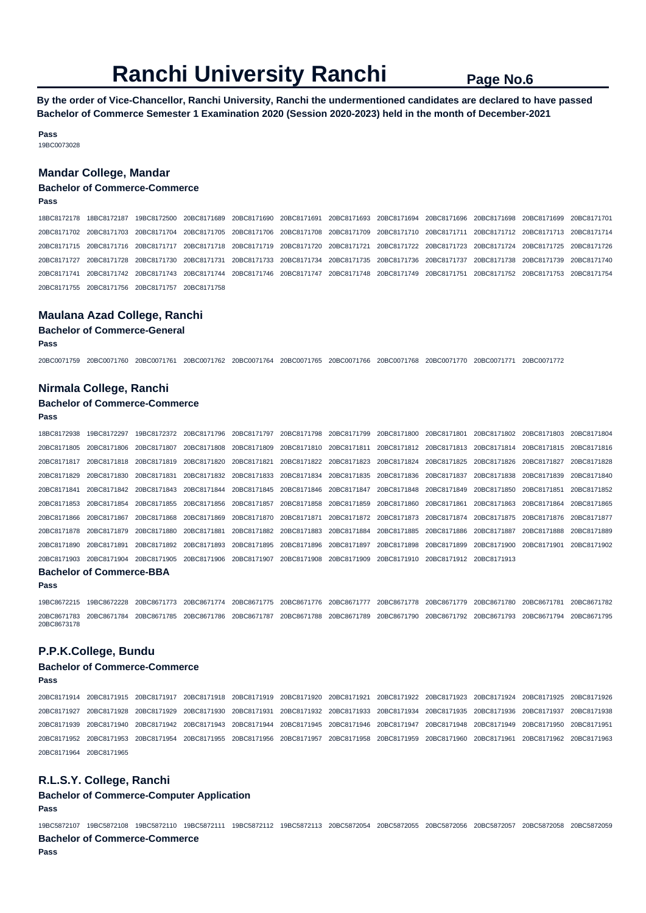# Ranchi University Ranchi

**By the order of Vice-Chancellor, Ranchi University, Ranchi the undermentioned candidates are declared to have passed Bachelor of Commerce Semester 1 Examination 2020 (Session 2020-2023) held in the month of December-2021**

**Pass**

19BC0073028

## Mandar College, Mandar

### Bachelor of Commerce-Commerce

**Pass**

18BC8172178 18BC8172187 19BC8172500 20BC8171689 20BC8171690 20BC8171691 20BC8171693 20BC8171694 20BC8171696 20BC8171698 20BC8171699 20BC8171701 20BC8171702 20BC8171703 20BC8171704 20BC8171705 20BC8171706 20BC8171708 20BC8171709 20BC8171710 20BC8171711 20BC8171712 20BC8171713 20BC8171714 20BC8171715 20BC8171716 20BC8171717 20BC8171718 20BC8171719 20BC8171720 20BC8171721 20BC8171722 20BC8171723 20BC8171724 20BC8171725 20BC8171726 20BC8171727 20BC8171728 20BC8171730 20BC8171731 20BC8171733 20BC8171734 20BC8171735 20BC8171736 20BC8171737 20BC8171738 20BC8171739 20BC8171740 20BC8171741 20BC8171742 20BC8171743 20BC8171744 20BC8171746 20BC8171747 20BC8171748 20BC8171749 20BC8171751 20BC8171752 20BC8171753 20BC8171754 20BC8171755 20BC8171756 20BC8171757 20BC8171758

## Maulana Azad College, Ranchi

### Bachelor of Commerce-General

**Pass**

20BC0071759 20BC0071760 20BC0071761 20BC0071762 20BC0071764 20BC0071765 20BC0071766 20BC0071768 20BC0071770 20BC0071771 20BC0071772

## Nirmala College, Ranchi

### Bachelor of Commerce-Commerce

**Pass**

18BC8172938 19BC8172297 19BC8172372 20BC8171796 20BC8171797 20BC8171798 20BC8171799 20BC8171800 20BC8171801 20BC8171802 20BC8171803 20BC8171804 20BC8171805 20BC8171806 20BC8171807 20BC8171808 20BC8171809 20BC8171810 20BC8171811 20BC8171812 20BC8171813 20BC8171814 20BC8171815 20BC8171816 20BC8171817 20BC8171818 20BC8171819 20BC8171820 20BC8171821 20BC8171822 20BC8171823 20BC8171824 20BC8171825 20BC8171826 20BC8171827 20BC8171828 20BC8171829 20BC8171830 20BC8171831 20BC8171832 20BC8171833 20BC8171834 20BC8171835 20BC8171836 20BC8171837 20BC8171838 20BC8171839 20BC8171840 20BC8171841 20BC8171842 20BC8171843 20BC8171844 20BC8171845 20BC8171846 20BC8171847 20BC8171848 20BC8171849 20BC8171850 20BC8171851 20BC8171852 20BC8171853 20BC8171854 20BC8171855 20BC8171856 20BC8171857 20BC8171858 20BC8171859 20BC8171860 20BC8171861 20BC8171863 20BC8171864 20BC8171865 20BC8171866 20BC8171867 20BC8171868 20BC8171869 20BC8171870 20BC8171871 20BC8171872 20BC8171873 20BC8171874 20BC8171875 20BC8171876 20BC8171877 20BC8171878 20BC8171879 20BC8171880 20BC8171881 20BC8171882 20BC8171883 20BC8171884 20BC8171885 20BC8171886 20BC8171887 20BC8171888 20BC8171889 20BC8171890 20BC8171891 20BC8171892 20BC8171893 20BC8171895 20BC8171896 20BC8171897 20BC8171898 20BC8171899 20BC8171900 20BC8171901 20BC8171902 20BC8171903 20BC8171904 20BC8171905 20BC8171906 20BC8171907 20BC8171908 20BC8171909 20BC8171910 20BC8171912 20BC8171913

### Bachelor of Commerce-BBA

**Pass**

19BC8672215 19BC8672228 20BC8671773 20BC8671774 20BC8671775 20BC8671776 20BC8671777 20BC8671778 20BC8671779 20BC8671780 20BC8671781 20BC8671782 20BC8671783 20BC8671784 20BC8671785 20BC8671786 20BC8671787 20BC8671788 20BC8671789 20BC8671790 20BC8671792 20BC8671793 20BC8671794 20BC8671795 20BC8673178

## P.P.K.College, Bundu

### Bachelor of Commerce-Commerce

**Pass**

20BC8171914 20BC8171915 20BC8171917 20BC8171918 20BC8171919 20BC8171920 20BC8171921 20BC8171922 20BC8171923 20BC8171924 20BC8171925 20BC8171926 20BC8171927 20BC8171928 20BC8171929 20BC8171930 20BC8171931 20BC8171932 20BC8171933 20BC8171934 20BC8171935 20BC8171936 20BC8171937 20BC8171938 20BC8171939 20BC8171940 20BC8171942 20BC8171943 20BC8171944 20BC8171945 20BC8171946 20BC8171947 20BC8171948 20BC8171949 20BC8171950 20BC8171951 20BC8171952 20BC8171953 20BC8171954 20BC8171955 20BC8171956 20BC8171957 20BC8171958 20BC8171959 20BC8171960 20BC8171961 20BC8171962 20BC8171963 20BC8171964 20BC8171965

## R.L.S.Y. College, Ranchi

### Bachelor of Commerce-Computer Application

**Pass**

19BC5872107 19BC5872108 19BC5872110 19BC5872111 19BC5872112 19BC5872113 20BC5872054 20BC5872055 20BC5872056 20BC5872057 20BC5872058 20BC5872059

### Bachelor of Commerce-Commerce

**Pass**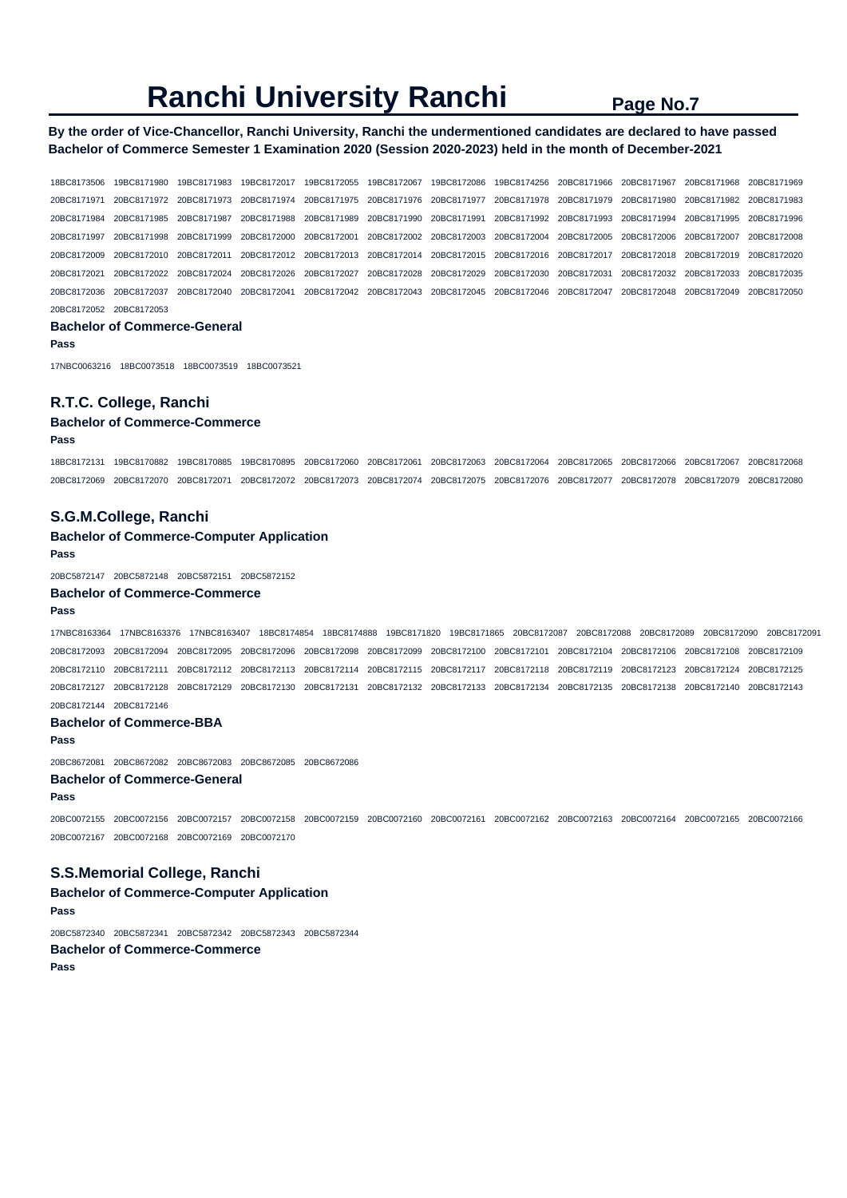# Ranchi University Ranchi

**By the order of Vice-Chancellor, Ranchi University, Ranchi the undermentioned candidates are declared to have passed Bachelor of Commerce Semester 1 Examination 2020 (Session 2020-2023) held in the month of December-2021**

18BC8173506 19BC8171980 19BC8171983 19BC8172017 19BC8172055 19BC8172067 19BC8172086 19BC8174256 20BC8171966 20BC8171967 20BC8171968 20BC8171969
20BC8171971 20BC8171972 20BC8171973 20BC8171974 20BC8171975 20BC8171976 20BC8171977 20BC8171978 20BC8171979 20BC8171980 20BC8171982 20BC8171983
20BC8171984 20BC8171985 20BC8171987 20BC8171988 20BC8171989 20BC8171990 20BC8171991 20BC8171992 20BC8171993 20BC8171994 20BC8171995 20BC8171996
20BC8171997 20BC8171998 20BC8171999 20BC8172000 20BC8172001 20BC8172002 20BC8172003 20BC8172004 20BC8172005 20BC8172006 20BC8172007 20BC8172008
20BC8172009 20BC8172010 20BC8172011 20BC8172012 20BC8172013 20BC8172014 20BC8172015 20BC8172016 20BC8172017 20BC8172018 20BC8172019 20BC8172020
20BC8172021 20BC8172022 20BC8172024 20BC8172026 20BC8172027 20BC8172028 20BC8172029 20BC8172030 20BC8172031 20BC8172032 20BC8172033 20BC8172035
20BC8172036 20BC8172037 20BC8172040 20BC8172041 20BC8172042 20BC8172043 20BC8172045 20BC8172046 20BC8172047 20BC8172048 20BC8172049 20BC8172050
20BC8172052 20BC8172053

### Bachelor of Commerce-General

**Pass**

17NBC0063216 18BC0073518 18BC0073519 18BC0073521

## R.T.C. College, Ranchi

### Bachelor of Commerce-Commerce

**Pass**

18BC8172131 19BC8170882 19BC8170885 19BC8170895 20BC8172060 20BC8172061 20BC8172063 20BC8172064 20BC8172065 20BC8172066 20BC8172067 20BC8172068
20BC8172069 20BC8172070 20BC8172071 20BC8172072 20BC8172073 20BC8172074 20BC8172075 20BC8172076 20BC8172077 20BC8172078 20BC8172079 20BC8172080

## S.G.M.College, Ranchi

### Bachelor of Commerce-Computer Application

**Pass**

20BC5872147 20BC5872148 20BC5872151 20BC5872152

### Bachelor of Commerce-Commerce

**Pass**

17NBC8163364 17NBC8163376 17NBC8163407 18BC8174854 18BC8174888 19BC8171820 19BC8171865 20BC8172087 20BC8172088 20BC8172089 20BC8172090 20BC8172091
20BC8172093 20BC8172094 20BC8172095 20BC8172096 20BC8172098 20BC8172099 20BC8172100 20BC8172101 20BC8172104 20BC8172106 20BC8172108 20BC8172109
20BC8172110 20BC8172111 20BC8172112 20BC8172113 20BC8172114 20BC8172115 20BC8172117 20BC8172118 20BC8172119 20BC8172123 20BC8172124 20BC8172125
20BC8172127 20BC8172128 20BC8172129 20BC8172130 20BC8172131 20BC8172132 20BC8172133 20BC8172134 20BC8172135 20BC8172138 20BC8172140 20BC8172143
20BC8172144 20BC8172146

### Bachelor of Commerce-BBA

**Pass**

20BC8672081 20BC8672082 20BC8672083 20BC8672085 20BC8672086

### Bachelor of Commerce-General

**Pass**

20BC0072155 20BC0072156 20BC0072157 20BC0072158 20BC0072159 20BC0072160 20BC0072161 20BC0072162 20BC0072163 20BC0072164 20BC0072165 20BC0072166
20BC0072167 20BC0072168 20BC0072169 20BC0072170

## S.S.Memorial College, Ranchi

### Bachelor of Commerce-Computer Application

**Pass**

20BC5872340 20BC5872341 20BC5872342 20BC5872343 20BC5872344

### Bachelor of Commerce-Commerce

**Pass**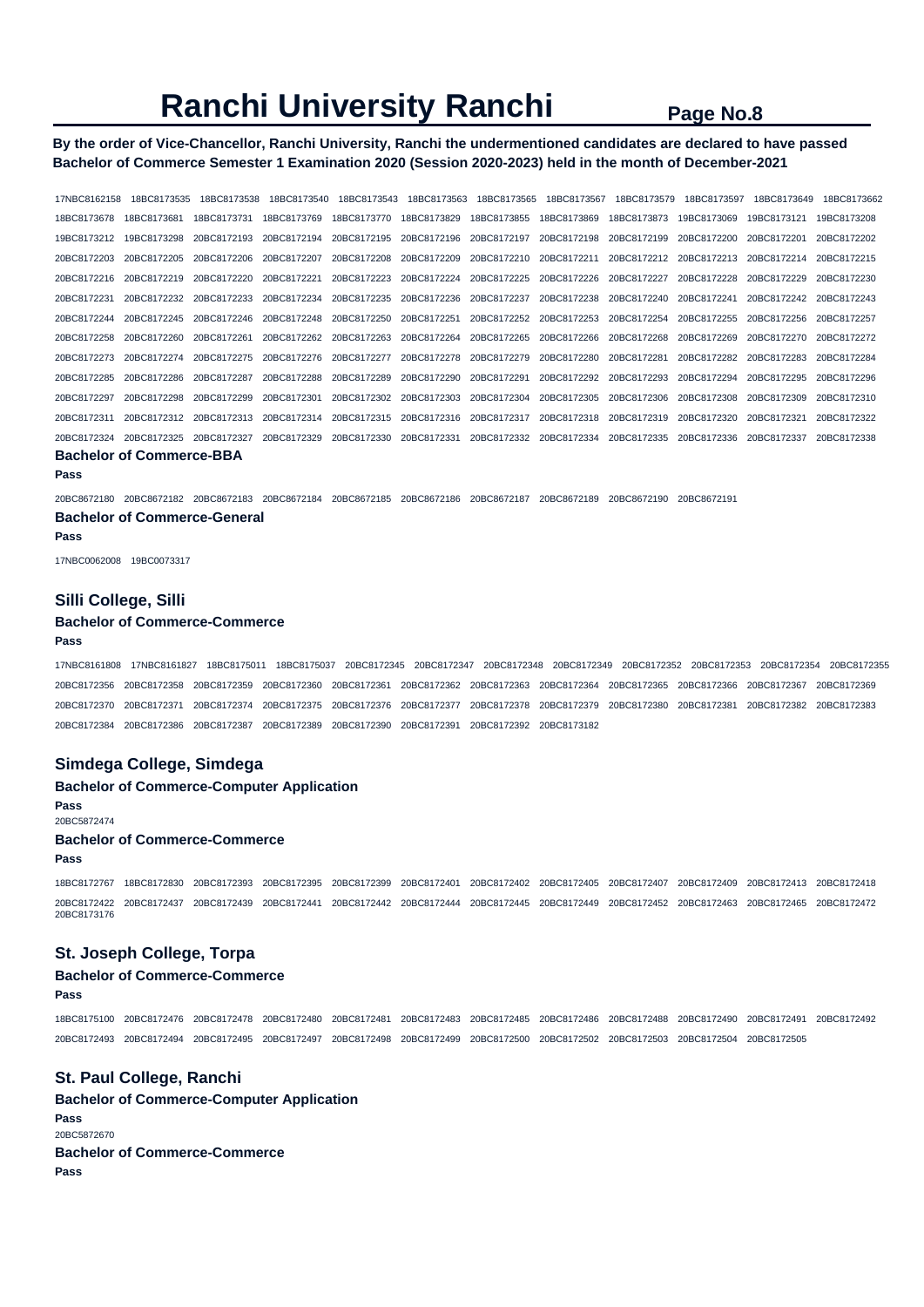# Ranchi University Ranchi

**By the order of Vice-Chancellor, Ranchi University, Ranchi the undermentioned candidates are declared to have passed Bachelor of Commerce Semester 1 Examination 2020 (Session 2020-2023) held in the month of December-2021**

17NBC8162158 18BC8173535 18BC8173538 18BC8173540 18BC8173543 18BC8173563 18BC8173565 18BC8173567 18BC8173579 18BC8173597 18BC8173649 18BC8173662 18BC8173678 18BC8173681 18BC8173731 18BC8173769 18BC8173770 18BC8173829 18BC8173855 18BC8173869 18BC8173873 19BC8173069 19BC8173121 19BC8173208 19BC8173212 19BC8173298 20BC8172193 20BC8172194 20BC8172195 20BC8172196 20BC8172197 20BC8172198 20BC8172199 20BC8172200 20BC8172201 20BC8172202 20BC8172203 20BC8172205 20BC8172206 20BC8172207 20BC8172208 20BC8172209 20BC8172210 20BC8172211 20BC8172212 20BC8172213 20BC8172214 20BC8172215 20BC8172216 20BC8172219 20BC8172220 20BC8172221 20BC8172223 20BC8172224 20BC8172225 20BC8172226 20BC8172227 20BC8172228 20BC8172229 20BC8172230 20BC8172231 20BC8172232 20BC8172233 20BC8172234 20BC8172235 20BC8172236 20BC8172237 20BC8172238 20BC8172240 20BC8172241 20BC8172242 20BC8172243 20BC8172244 20BC8172245 20BC8172246 20BC8172248 20BC8172250 20BC8172251 20BC8172252 20BC8172253 20BC8172254 20BC8172255 20BC8172256 20BC8172257 20BC8172258 20BC8172260 20BC8172261 20BC8172262 20BC8172263 20BC8172264 20BC8172265 20BC8172266 20BC8172268 20BC8172269 20BC8172270 20BC8172272 20BC8172273 20BC8172274 20BC8172275 20BC8172276 20BC8172277 20BC8172278 20BC8172279 20BC8172280 20BC8172281 20BC8172282 20BC8172283 20BC8172284 20BC8172285 20BC8172286 20BC8172287 20BC8172288 20BC8172289 20BC8172290 20BC8172291 20BC8172292 20BC8172293 20BC8172294 20BC8172295 20BC8172296 20BC8172297 20BC8172298 20BC8172299 20BC8172301 20BC8172302 20BC8172303 20BC8172304 20BC8172305 20BC8172306 20BC8172308 20BC8172309 20BC8172310 20BC8172311 20BC8172312 20BC8172313 20BC8172314 20BC8172315 20BC8172316 20BC8172317 20BC8172318 20BC8172319 20BC8172320 20BC8172321 20BC8172322 20BC8172324 20BC8172325 20BC8172327 20BC8172329 20BC8172330 20BC8172331 20BC8172332 20BC8172334 20BC8172335 20BC8172336 20BC8172337 20BC8172338

### Bachelor of Commerce-BBA

**Pass**

20BC8672180 20BC8672182 20BC8672183 20BC8672184 20BC8672185 20BC8672186 20BC8672187 20BC8672189 20BC8672190 20BC8672191

### Bachelor of Commerce-General

**Pass**

17NBC0062008 19BC0073317

## Silli College, Silli

### Bachelor of Commerce-Commerce

**Pass**

17NBC8161808 17NBC8161827 18BC8175011 18BC8175037 20BC8172345 20BC8172347 20BC8172348 20BC8172349 20BC8172352 20BC8172353 20BC8172354 20BC8172355 20BC8172356 20BC8172358 20BC8172359 20BC8172360 20BC8172361 20BC8172362 20BC8172363 20BC8172364 20BC8172365 20BC8172366 20BC8172367 20BC8172369 20BC8172370 20BC8172371 20BC8172374 20BC8172375 20BC8172376 20BC8172377 20BC8172378 20BC8172379 20BC8172380 20BC8172381 20BC8172382 20BC8172383 20BC8172384 20BC8172386 20BC8172387 20BC8172389 20BC8172390 20BC8172391 20BC8172392 20BC8173182

## Simdega College, Simdega

### Bachelor of Commerce-Computer Application

**Pass**

20BC5872474

### Bachelor of Commerce-Commerce

**Pass**

18BC8172767 18BC8172830 20BC8172393 20BC8172395 20BC8172399 20BC8172401 20BC8172402 20BC8172405 20BC8172407 20BC8172409 20BC8172413 20BC8172418 20BC8172422 20BC8172437 20BC8172439 20BC8172441 20BC8172442 20BC8172444 20BC8172445 20BC8172449 20BC8172452 20BC8172463 20BC8172465 20BC8172472 20BC8173176

## St. Joseph College, Torpa

### Bachelor of Commerce-Commerce

**Pass**

18BC8175100 20BC8172476 20BC8172478 20BC8172480 20BC8172481 20BC8172483 20BC8172485 20BC8172486 20BC8172488 20BC8172490 20BC8172491 20BC8172492 20BC8172493 20BC8172494 20BC8172495 20BC8172497 20BC8172498 20BC8172499 20BC8172500 20BC8172502 20BC8172503 20BC8172504 20BC8172505

## St. Paul College, Ranchi

### Bachelor of Commerce-Computer Application

**Pass**

20BC5872670

### Bachelor of Commerce-Commerce

**Pass**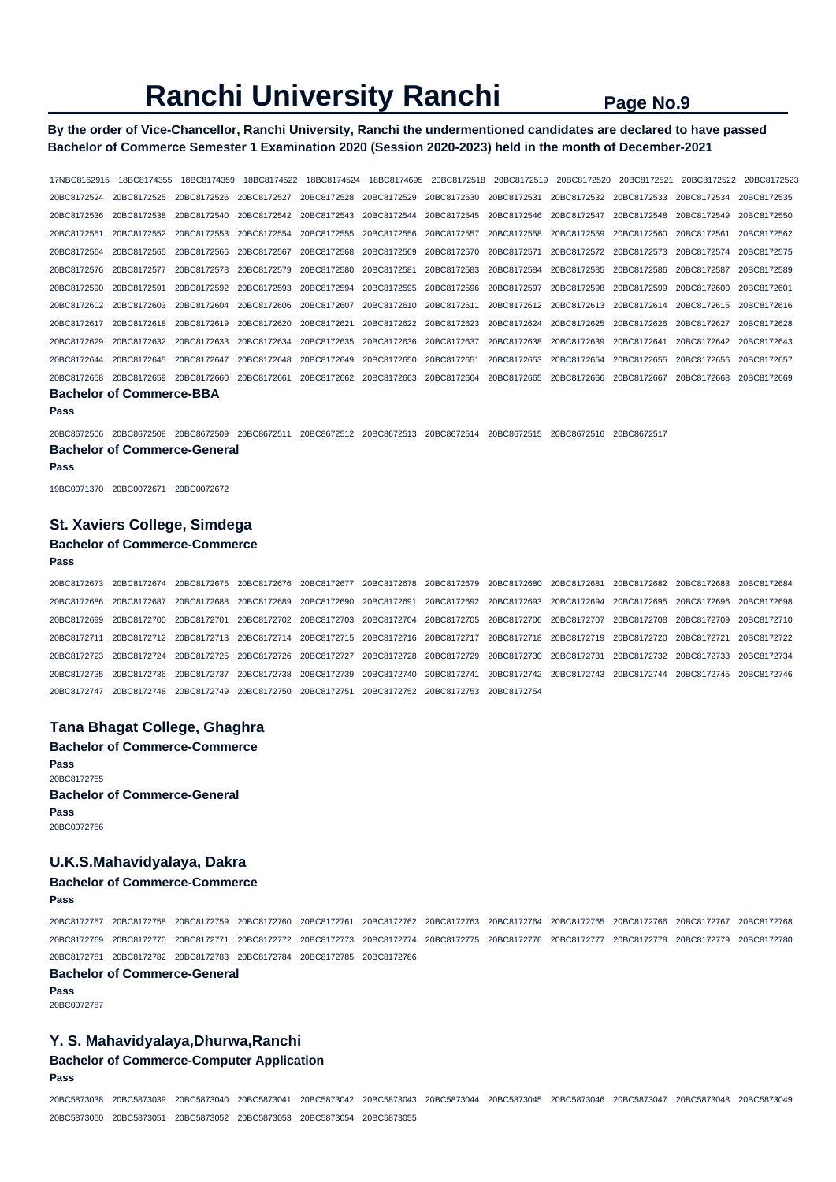# Ranchi University Ranchi

**By the order of Vice-Chancellor, Ranchi University, Ranchi the undermentioned candidates are declared to have passed Bachelor of Commerce Semester 1 Examination 2020 (Session 2020-2023) held in the month of December-2021**

17NBC8162915 18BC8174355 18BC8174359 18BC8174522 18BC8174524 18BC8174695 20BC8172518 20BC8172519 20BC8172520 20BC8172521 20BC8172522 20BC8172523
20BC8172524 20BC8172525 20BC8172526 20BC8172527 20BC8172528 20BC8172529 20BC8172530 20BC8172531 20BC8172532 20BC8172533 20BC8172534 20BC8172535
20BC8172536 20BC8172538 20BC8172540 20BC8172542 20BC8172543 20BC8172544 20BC8172545 20BC8172546 20BC8172547 20BC8172548 20BC8172549 20BC8172550
20BC8172551 20BC8172552 20BC8172553 20BC8172554 20BC8172555 20BC8172556 20BC8172557 20BC8172558 20BC8172559 20BC8172560 20BC8172561 20BC8172562
20BC8172564 20BC8172565 20BC8172566 20BC8172567 20BC8172568 20BC8172569 20BC8172570 20BC8172571 20BC8172572 20BC8172573 20BC8172574 20BC8172575
20BC8172576 20BC8172577 20BC8172578 20BC8172579 20BC8172580 20BC8172581 20BC8172583 20BC8172584 20BC8172585 20BC8172586 20BC8172587 20BC8172589
20BC8172590 20BC8172591 20BC8172592 20BC8172593 20BC8172594 20BC8172595 20BC8172596 20BC8172597 20BC8172598 20BC8172599 20BC8172600 20BC8172601
20BC8172602 20BC8172603 20BC8172604 20BC8172606 20BC8172607 20BC8172610 20BC8172611 20BC8172612 20BC8172613 20BC8172614 20BC8172615 20BC8172616
20BC8172617 20BC8172618 20BC8172619 20BC8172620 20BC8172621 20BC8172622 20BC8172623 20BC8172624 20BC8172625 20BC8172626 20BC8172627 20BC8172628
20BC8172629 20BC8172632 20BC8172633 20BC8172634 20BC8172635 20BC8172636 20BC8172637 20BC8172638 20BC8172639 20BC8172641 20BC8172642 20BC8172643
20BC8172644 20BC8172645 20BC8172647 20BC8172648 20BC8172649 20BC8172650 20BC8172651 20BC8172653 20BC8172654 20BC8172655 20BC8172656 20BC8172657
20BC8172658 20BC8172659 20BC8172660 20BC8172661 20BC8172662 20BC8172663 20BC8172664 20BC8172665 20BC8172666 20BC8172667 20BC8172668 20BC8172669

### Bachelor of Commerce-BBA

**Pass**

20BC8672506 20BC8672508 20BC8672509 20BC8672511 20BC8672512 20BC8672513 20BC8672514 20BC8672515 20BC8672516 20BC8672517

### Bachelor of Commerce-General

**Pass**

19BC0071370 20BC0072671 20BC0072672

## St. Xaviers College, Simdega

### Bachelor of Commerce-Commerce

**Pass**

20BC8172673 20BC8172674 20BC8172675 20BC8172676 20BC8172677 20BC8172678 20BC8172679 20BC8172680 20BC8172681 20BC8172682 20BC8172683 20BC8172684
20BC8172686 20BC8172687 20BC8172688 20BC8172689 20BC8172690 20BC8172691 20BC8172692 20BC8172693 20BC8172694 20BC8172695 20BC8172696 20BC8172698
20BC8172699 20BC8172700 20BC8172701 20BC8172702 20BC8172703 20BC8172704 20BC8172705 20BC8172706 20BC8172707 20BC8172708 20BC8172709 20BC8172710
20BC8172711 20BC8172712 20BC8172713 20BC8172714 20BC8172715 20BC8172716 20BC8172717 20BC8172718 20BC8172719 20BC8172720 20BC8172721 20BC8172722
20BC8172723 20BC8172724 20BC8172725 20BC8172726 20BC8172727 20BC8172728 20BC8172729 20BC8172730 20BC8172731 20BC8172732 20BC8172733 20BC8172734
20BC8172735 20BC8172736 20BC8172737 20BC8172738 20BC8172739 20BC8172740 20BC8172741 20BC8172742 20BC8172743 20BC8172744 20BC8172745 20BC8172746
20BC8172747 20BC8172748 20BC8172749 20BC8172750 20BC8172751 20BC8172752 20BC8172753 20BC8172754

## Tana Bhagat College, Ghaghra

### Bachelor of Commerce-Commerce

**Pass**

20BC8172755

### Bachelor of Commerce-General

**Pass**

20BC0072756

## U.K.S.Mahavidyalaya, Dakra

### Bachelor of Commerce-Commerce

**Pass**

20BC8172757 20BC8172758 20BC8172759 20BC8172760 20BC8172761 20BC8172762 20BC8172763 20BC8172764 20BC8172765 20BC8172766 20BC8172767 20BC8172768
20BC8172769 20BC8172770 20BC8172771 20BC8172772 20BC8172773 20BC8172774 20BC8172775 20BC8172776 20BC8172777 20BC8172778 20BC8172779 20BC8172780
20BC8172781 20BC8172782 20BC8172783 20BC8172784 20BC8172785 20BC8172786

### Bachelor of Commerce-General

**Pass**

20BC0072787

## Y. S. Mahavidyalaya,Dhurwa,Ranchi

### Bachelor of Commerce-Computer Application

**Pass**

20BC5873038 20BC5873039 20BC5873040 20BC5873041 20BC5873042 20BC5873043 20BC5873044 20BC5873045 20BC5873046 20BC5873047 20BC5873048 20BC5873049
20BC5873050 20BC5873051 20BC5873052 20BC5873053 20BC5873054 20BC5873055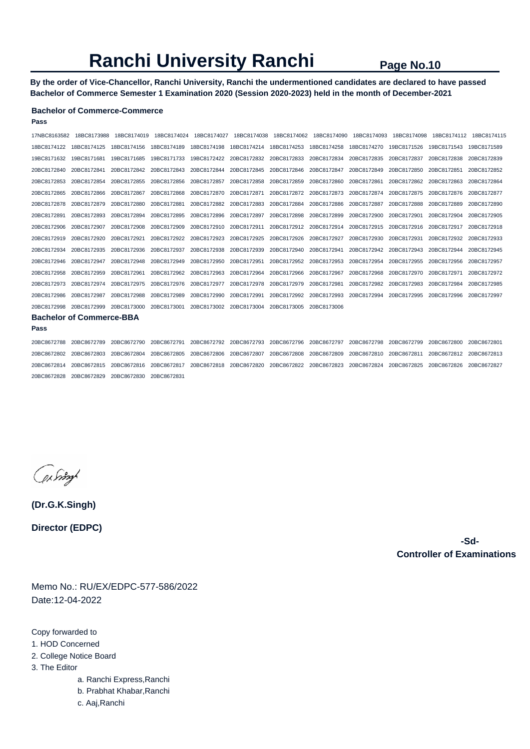# Ranchi University Ranchi

**Page No.10**

**By the order of Vice-Chancellor, Ranchi University, Ranchi the undermentioned candidates are declared to have passed Bachelor of Commerce Semester 1 Examination 2020 (Session 2020-2023) held in the month of December-2021**

### Bachelor of Commerce-Commerce

**Pass**

17NBC8163582 18BC8173988 18BC8174019 18BC8174024 18BC8174027 18BC8174038 18BC8174062 18BC8174090 18BC8174093 18BC8174098 18BC8174112 18BC8174115
18BC8174122 18BC8174125 18BC8174156 18BC8174189 18BC8174198 18BC8174214 18BC8174253 18BC8174258 18BC8174270 19BC8171526 19BC8171543 19BC8171589
19BC8171632 19BC8171681 19BC8171685 19BC8171733 19BC8172422 20BC8172832 20BC8172833 20BC8172834 20BC8172835 20BC8172837 20BC8172838 20BC8172839
20BC8172840 20BC8172841 20BC8172842 20BC8172843 20BC8172844 20BC8172845 20BC8172846 20BC8172847 20BC8172849 20BC8172850 20BC8172851 20BC8172852
20BC8172853 20BC8172854 20BC8172855 20BC8172856 20BC8172857 20BC8172858 20BC8172859 20BC8172860 20BC8172861 20BC8172862 20BC8172863 20BC8172864
20BC8172865 20BC8172866 20BC8172867 20BC8172868 20BC8172870 20BC8172871 20BC8172872 20BC8172873 20BC8172874 20BC8172875 20BC8172876 20BC8172877
20BC8172878 20BC8172879 20BC8172880 20BC8172881 20BC8172882 20BC8172883 20BC8172884 20BC8172886 20BC8172887 20BC8172888 20BC8172889 20BC8172890
20BC8172891 20BC8172893 20BC8172894 20BC8172895 20BC8172896 20BC8172897 20BC8172898 20BC8172899 20BC8172900 20BC8172901 20BC8172904 20BC8172905
20BC8172906 20BC8172907 20BC8172908 20BC8172909 20BC8172910 20BC8172911 20BC8172912 20BC8172914 20BC8172915 20BC8172916 20BC8172917 20BC8172918
20BC8172919 20BC8172920 20BC8172921 20BC8172922 20BC8172923 20BC8172925 20BC8172926 20BC8172927 20BC8172930 20BC8172931 20BC8172932 20BC8172933
20BC8172934 20BC8172935 20BC8172936 20BC8172937 20BC8172938 20BC8172939 20BC8172940 20BC8172941 20BC8172942 20BC8172943 20BC8172944 20BC8172945
20BC8172946 20BC8172947 20BC8172948 20BC8172949 20BC8172950 20BC8172951 20BC8172952 20BC8172953 20BC8172954 20BC8172955 20BC8172956 20BC8172957
20BC8172958 20BC8172959 20BC8172961 20BC8172962 20BC8172963 20BC8172964 20BC8172966 20BC8172967 20BC8172968 20BC8172970 20BC8172971 20BC8172972
20BC8172973 20BC8172974 20BC8172975 20BC8172976 20BC8172977 20BC8172978 20BC8172979 20BC8172981 20BC8172982 20BC8172983 20BC8172984 20BC8172985
20BC8172986 20BC8172987 20BC8172988 20BC8172989 20BC8172990 20BC8172991 20BC8172992 20BC8172993 20BC8172994 20BC8172995 20BC8172996 20BC8172997
20BC8172998 20BC8172999 20BC8173000 20BC8173001 20BC8173002 20BC8173004 20BC8173005 20BC8173006

### Bachelor of Commerce-BBA

**Pass**

20BC8672788 20BC8672789 20BC8672790 20BC8672791 20BC8672792 20BC8672793 20BC8672796 20BC8672797 20BC8672798 20BC8672799 20BC8672800 20BC8672801
20BC8672802 20BC8672803 20BC8672804 20BC8672805 20BC8672806 20BC8672807 20BC8672808 20BC8672809 20BC8672810 20BC8672811 20BC8672812 20BC8672813
20BC8672814 20BC8672815 20BC8672816 20BC8672817 20BC8672818 20BC8672820 20BC8672822 20BC8672823 20BC8672824 20BC8672825 20BC8672826 20BC8672827
20BC8672828 20BC8672829 20BC8672830 20BC8672831

**(Dr.G.K.Singh)**

**Director (EDPC)**

**-Sd-**
**Controller of Examinations**

Memo No.: RU/EX/EDPC-577-586/2022
Date:12-04-2022

Copy forwarded to
1. HOD Concerned
2. College Notice Board
3. The Editor
    a. Ranchi Express,Ranchi
    b. Prabhat Khabar,Ranchi
    c. Aaj,Ranchi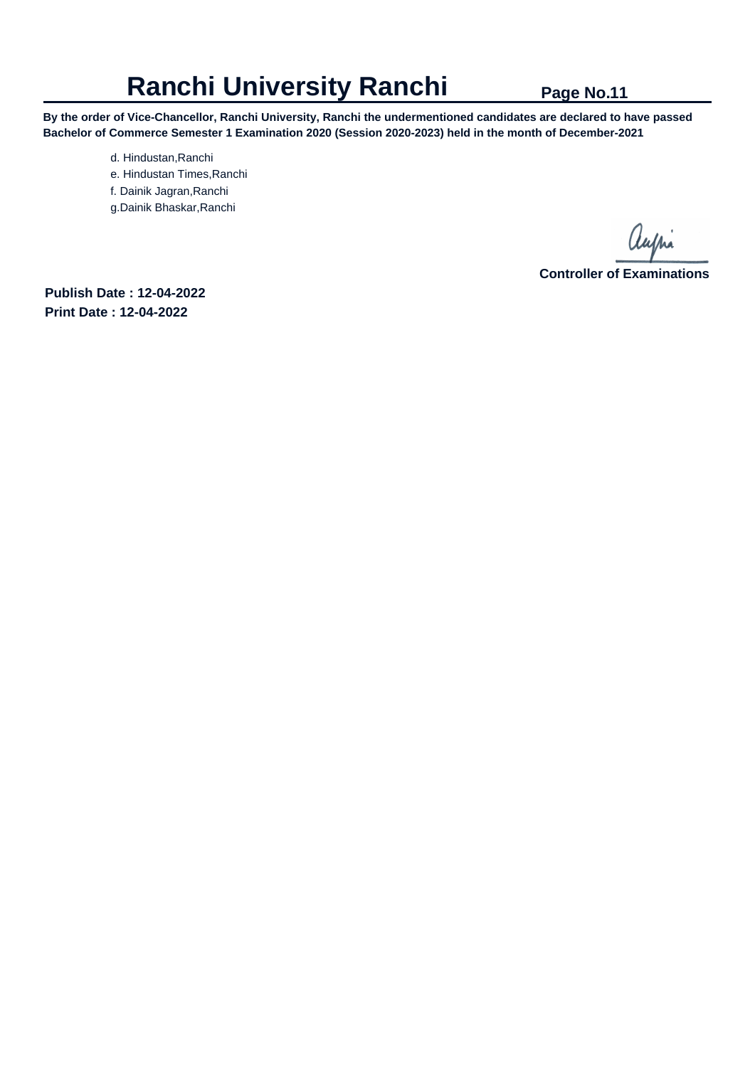# Ranchi University Ranchi

**By the order of Vice-Chancellor, Ranchi University, Ranchi the undermentioned candidates are declared to have passed Bachelor of Commerce Semester 1 Examination 2020 (Session 2020-2023) held in the month of December-2021**

d. Hindustan,Ranchi
e. Hindustan Times,Ranchi
f. Dainik Jagran,Ranchi
g.Dainik Bhaskar,Ranchi

**Controller of Examinations**

**Publish Date : 12-04-2022**
**Print Date : 12-04-2022**